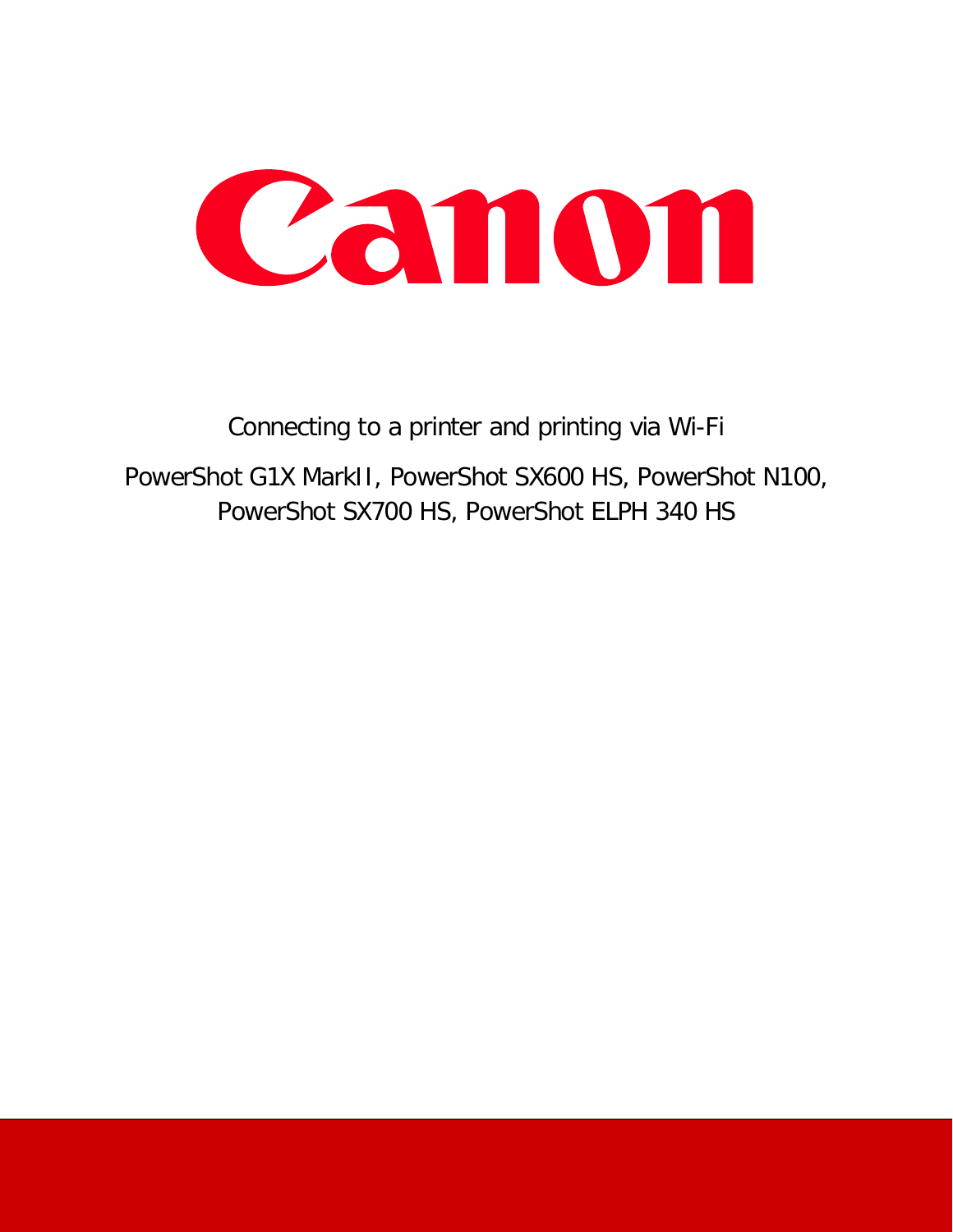# Canon

Connecting to a printer and printing via Wi-Fi

PowerShot G1X MarkII, PowerShot SX600 HS, PowerShot N100, PowerShot SX700 HS, PowerShot ELPH 340 HS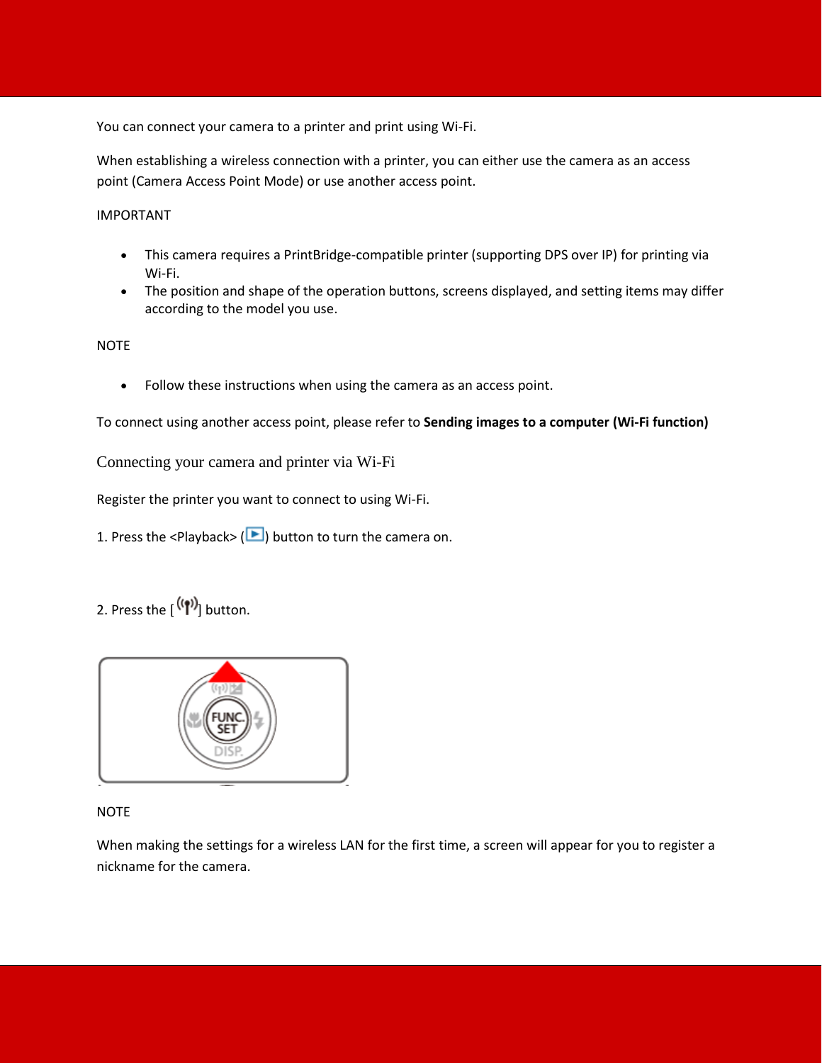You can connect your camera to a printer and print using Wi-Fi.

When establishing a wireless connection with a printer, you can either use the camera as an access point (Camera Access Point Mode) or use another access point.

IMPORTANT

- This camera requires a PrintBridge-compatible printer (supporting DPS over IP) for printing via Wi-Fi.
- The position and shape of the operation buttons, screens displayed, and setting items may differ according to the model you use.

NOTE

- Follow these instructions when using the camera as an access point.

To connect using another access point, please refer to **Sending images to a computer (Wi-Fi function)**

## Connecting your camera and printer via Wi-Fi

Register the printer you want to connect to using Wi-Fi.

1. Press the <Playback> (▶) button to turn the camera on.

2. Press the [((ꟷ))] button.

NOTE

When making the settings for a wireless LAN for the first time, a screen will appear for you to register a nickname for the camera.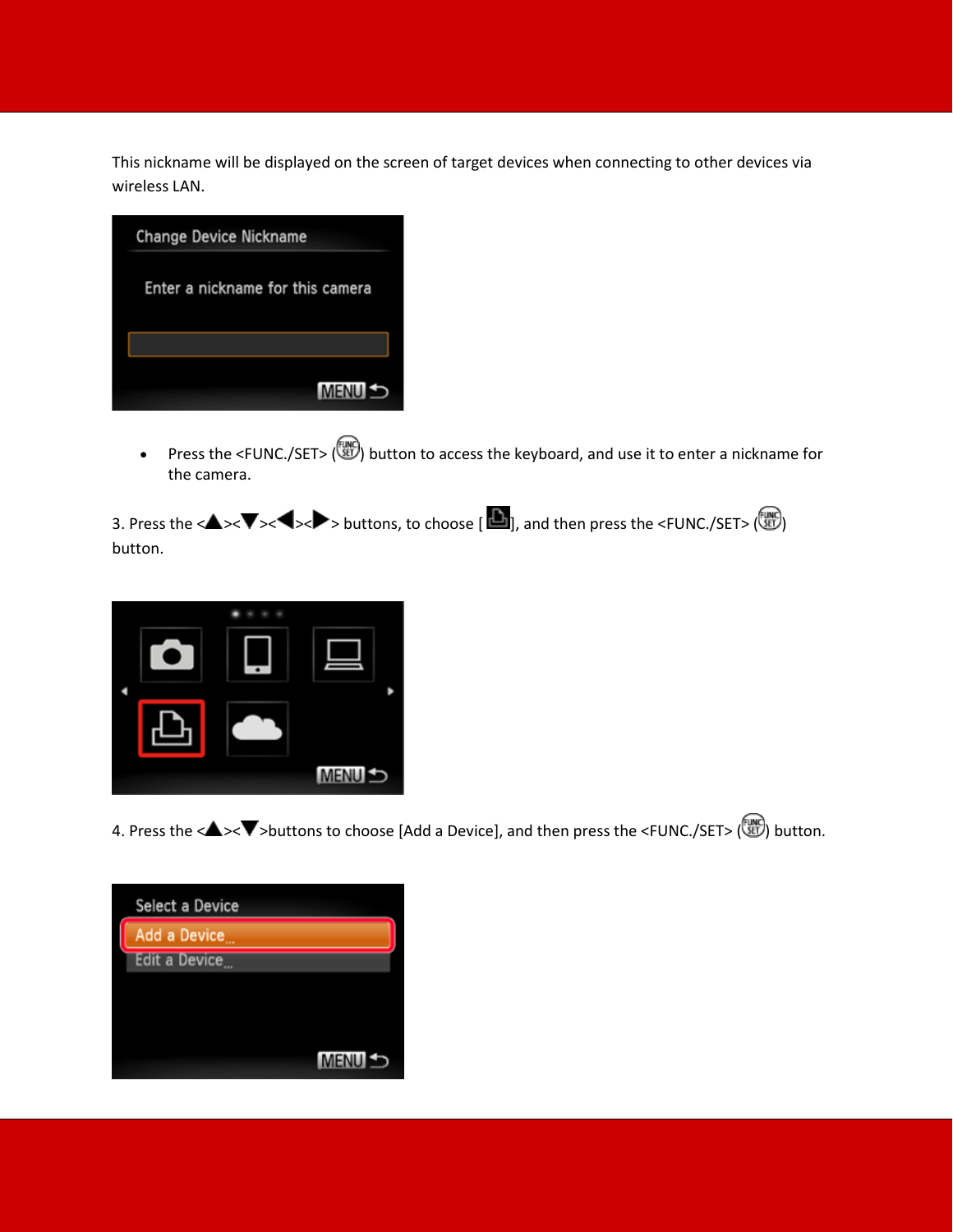This nickname will be displayed on the screen of target devices when connecting to other devices via wireless LAN.

- Press the <FUNC./SET> ( ) button to access the keyboard, and use it to enter a nickname for the camera.

3. Press the <▲><▼><◀><▶> buttons, to choose [ ], and then press the <FUNC./SET> ( ) button.

4. Press the <▲><▼>buttons to choose [Add a Device], and then press the <FUNC./SET> ( ) button.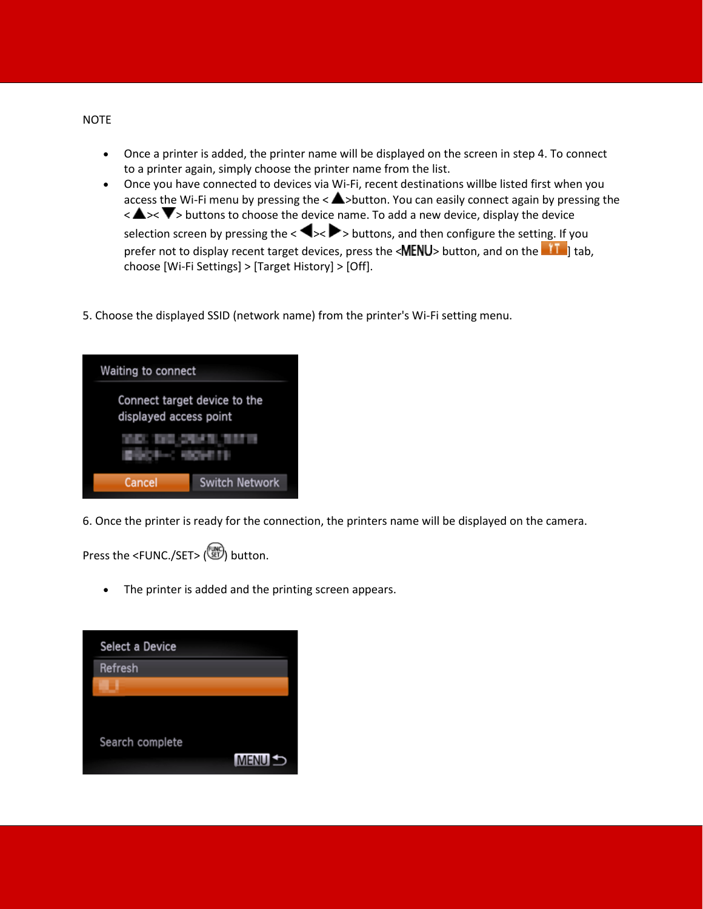NOTE

- Once a printer is added, the printer name will be displayed on the screen in step 4. To connect to a printer again, simply choose the printer name from the list.
- Once you have connected to devices via Wi-Fi, recent destinations willbe listed first when you access the Wi-Fi menu by pressing the <▲>button. You can easily connect again by pressing the <▲><▼> buttons to choose the device name. To add a new device, display the device selection screen by pressing the <◀><▶> buttons, and then configure the setting. If you prefer not to display recent target devices, press the <MENU> button, and on the [ ] tab, choose [Wi-Fi Settings] > [Target History] > [Off].

5. Choose the displayed SSID (network name) from the printer's Wi-Fi setting menu.

Waiting to connect

Connect target device to the displayed access point

Cancel   Switch Network

6. Once the printer is ready for the connection, the printers name will be displayed on the camera.

Press the <FUNC./SET> ( ) button.

- The printer is added and the printing screen appears.

Select a Device

Refresh

Search complete

MENU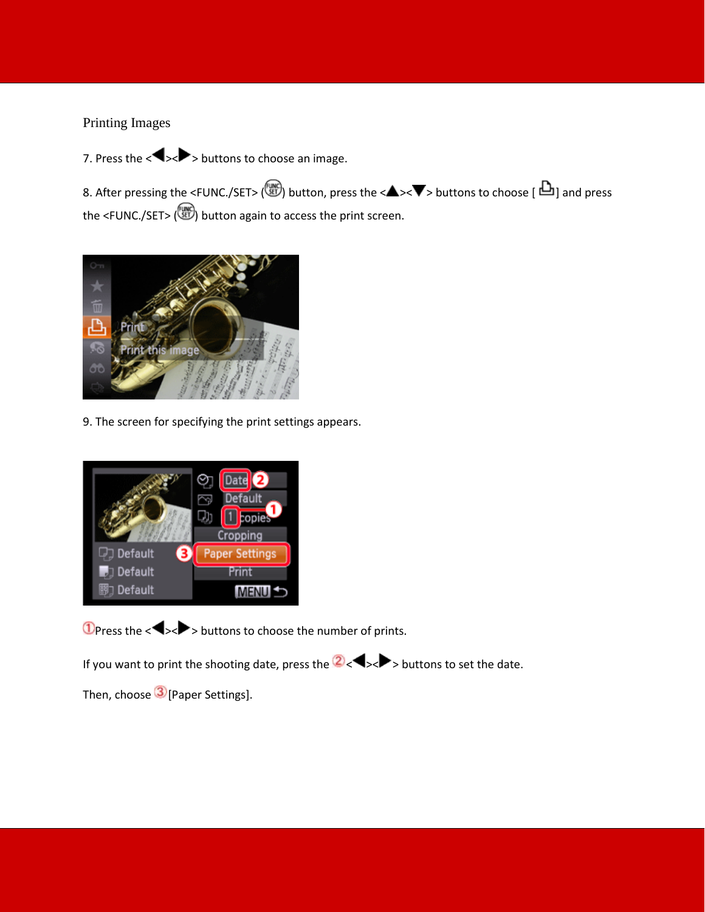Printing Images

7. Press the <◀><▶> buttons to choose an image.

8. After pressing the <FUNC./SET> (FUNC SET) button, press the <▲><▼> buttons to choose [ 🖨 ] and press the <FUNC./SET> (FUNC SET) button again to access the print screen.

9. The screen for specifying the print settings appears.

①Press the <◀><▶> buttons to choose the number of prints.

If you want to print the shooting date, press the ②<◀><▶> buttons to set the date.

Then, choose ③[Paper Settings].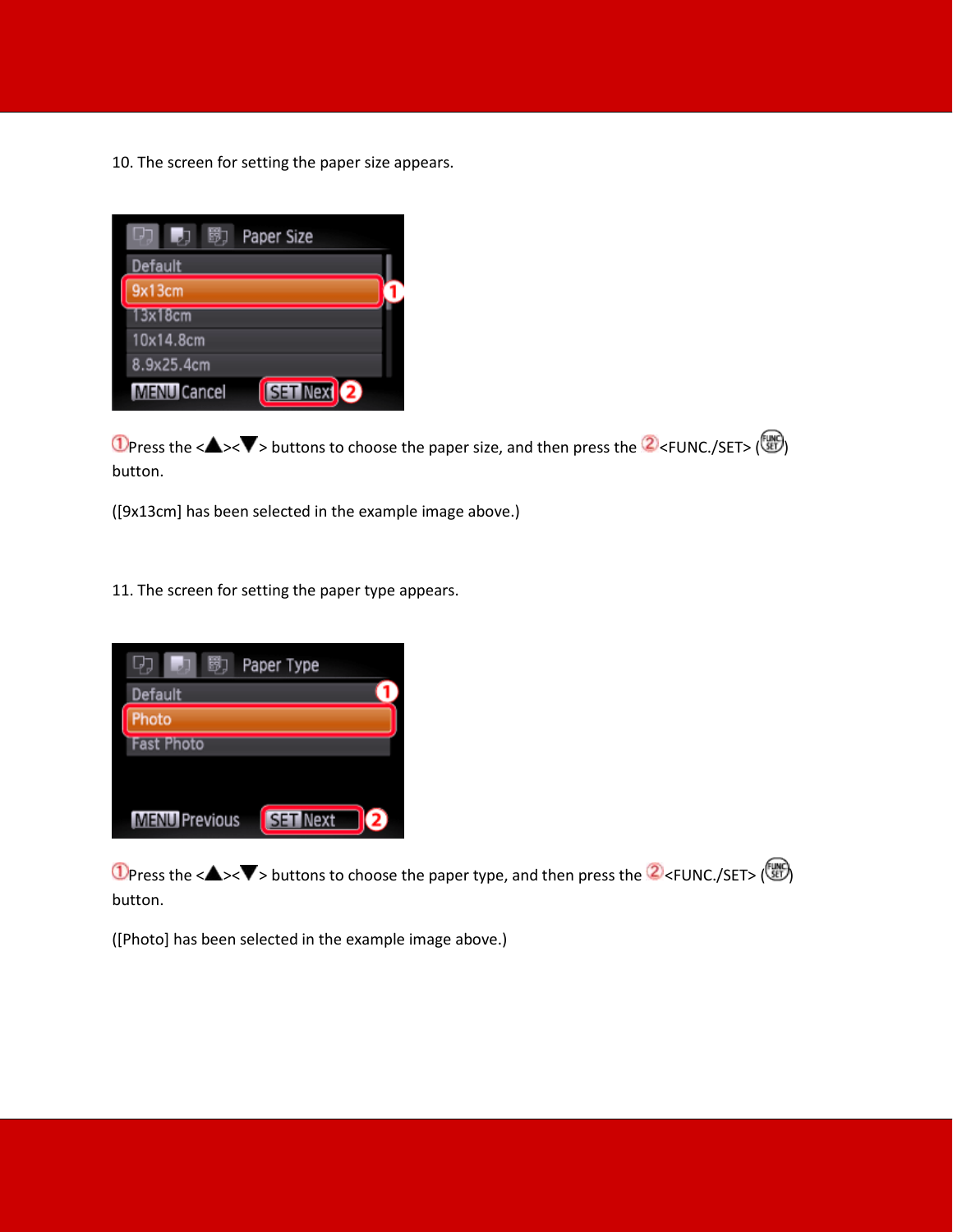10. The screen for setting the paper size appears.

①Press the <▲><▼> buttons to choose the paper size, and then press the ②<FUNC./SET> (FUNC SET) button.

([9x13cm] has been selected in the example image above.)

11. The screen for setting the paper type appears.

①Press the <▲><▼> buttons to choose the paper type, and then press the ②<FUNC./SET> (FUNC SET) button.

([Photo] has been selected in the example image above.)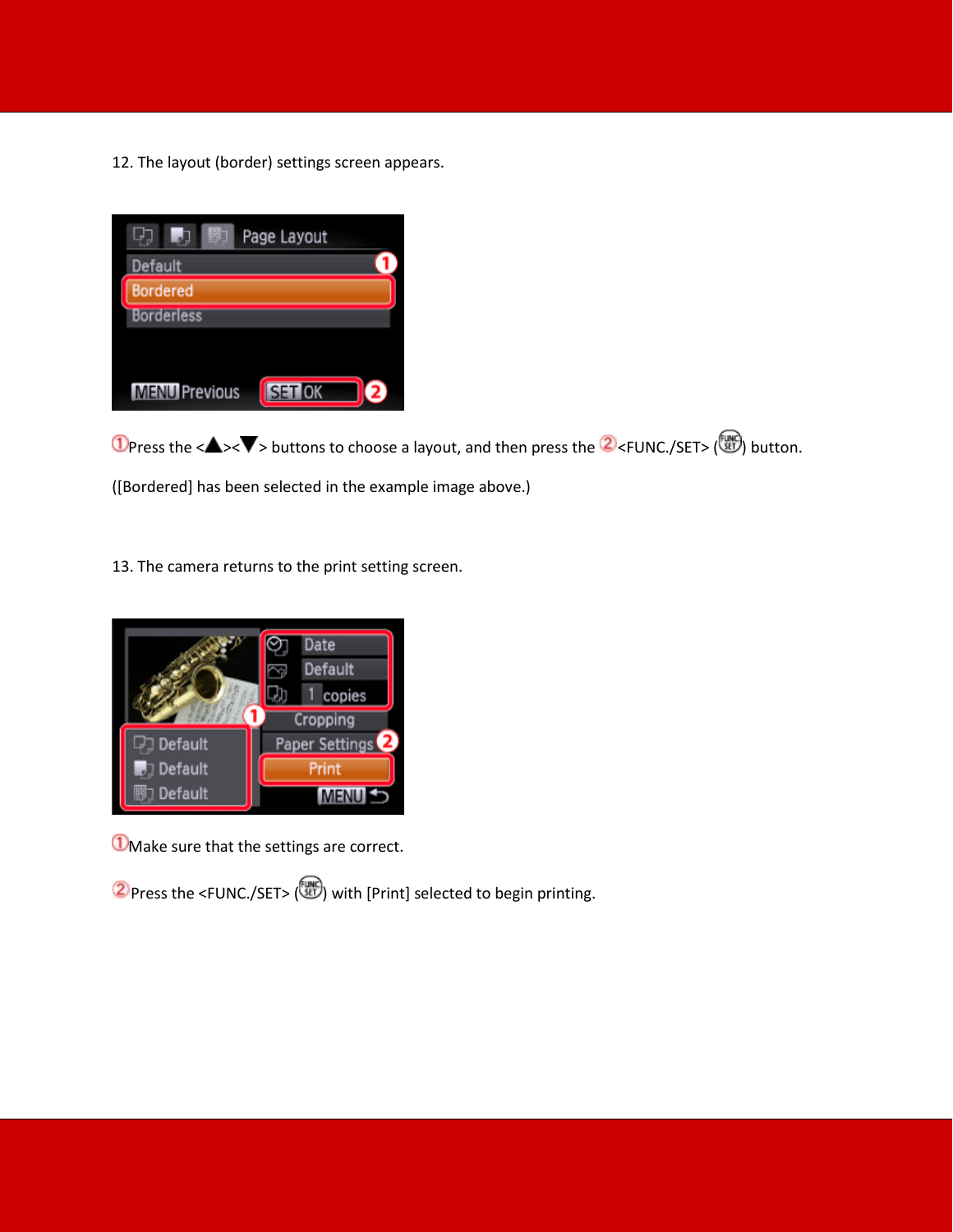12. The layout (border) settings screen appears.

①Press the <▲><▼> buttons to choose a layout, and then press the ②<FUNC./SET> (FUNC SET) button.

([Bordered] has been selected in the example image above.)

13. The camera returns to the print setting screen.

①Make sure that the settings are correct.

②Press the <FUNC./SET> (FUNC SET) with [Print] selected to begin printing.